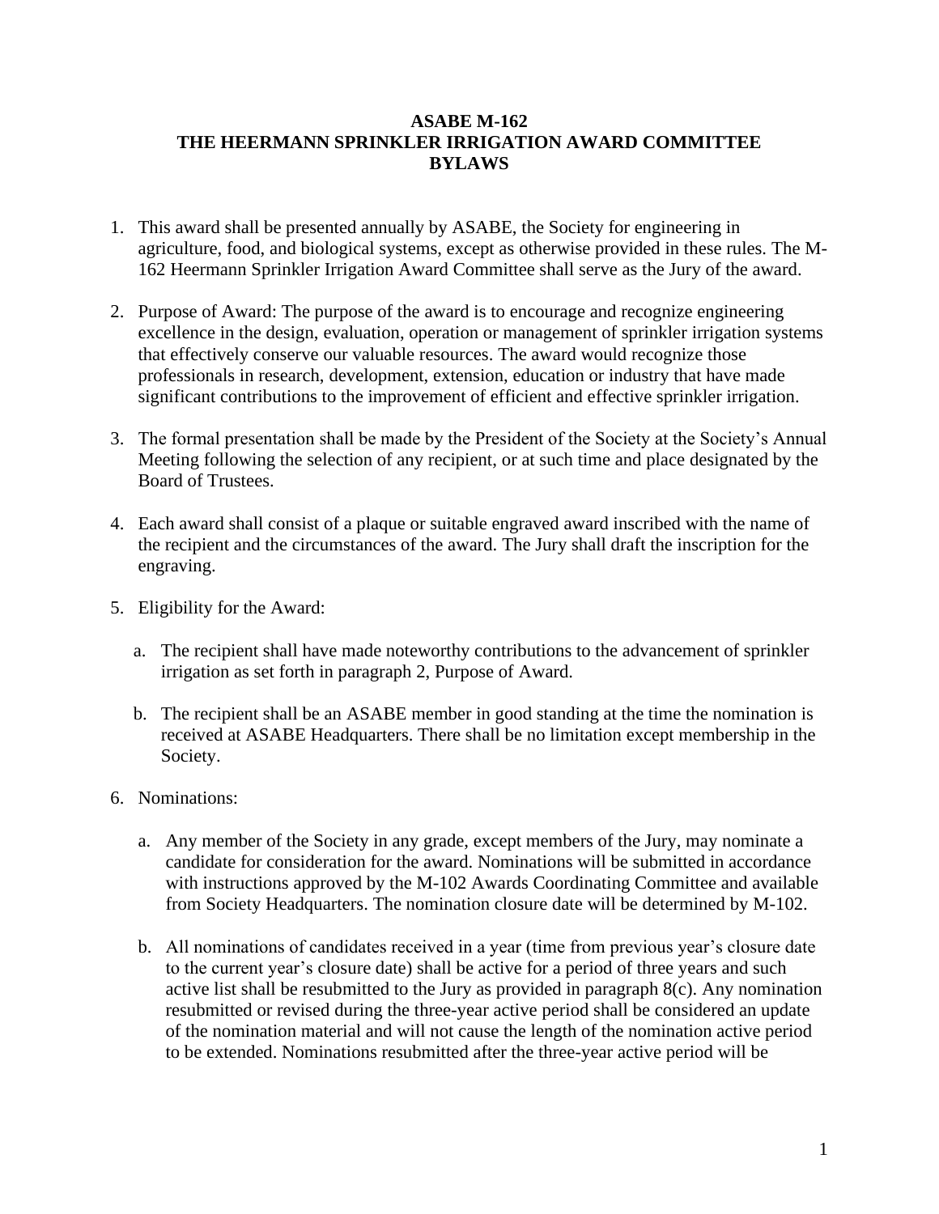# ASABE M-162
# THE HEERMANN SPRINKLER IRRIGATION AWARD COMMITTEE
# BYLAWS

1. This award shall be presented annually by ASABE, the Society for engineering in agriculture, food, and biological systems, except as otherwise provided in these rules. The M-162 Heermann Sprinkler Irrigation Award Committee shall serve as the Jury of the award.

2. Purpose of Award: The purpose of the award is to encourage and recognize engineering excellence in the design, evaluation, operation or management of sprinkler irrigation systems that effectively conserve our valuable resources. The award would recognize those professionals in research, development, extension, education or industry that have made significant contributions to the improvement of efficient and effective sprinkler irrigation.

3. The formal presentation shall be made by the President of the Society at the Society's Annual Meeting following the selection of any recipient, or at such time and place designated by the Board of Trustees.

4. Each award shall consist of a plaque or suitable engraved award inscribed with the name of the recipient and the circumstances of the award. The Jury shall draft the inscription for the engraving.

5. Eligibility for the Award:

   a. The recipient shall have made noteworthy contributions to the advancement of sprinkler irrigation as set forth in paragraph 2, Purpose of Award.

   b. The recipient shall be an ASABE member in good standing at the time the nomination is received at ASABE Headquarters. There shall be no limitation except membership in the Society.

6. Nominations:

   a. Any member of the Society in any grade, except members of the Jury, may nominate a candidate for consideration for the award. Nominations will be submitted in accordance with instructions approved by the M-102 Awards Coordinating Committee and available from Society Headquarters. The nomination closure date will be determined by M-102.

   b. All nominations of candidates received in a year (time from previous year's closure date to the current year's closure date) shall be active for a period of three years and such active list shall be resubmitted to the Jury as provided in paragraph 8(c). Any nomination resubmitted or revised during the three-year active period shall be considered an update of the nomination material and will not cause the length of the nomination active period to be extended. Nominations resubmitted after the three-year active period will be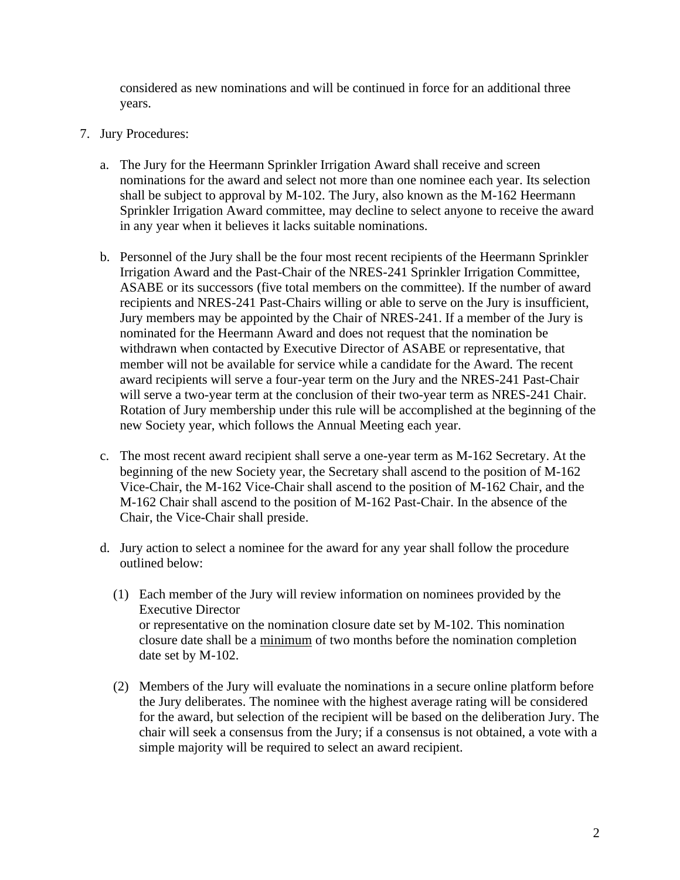considered as new nominations and will be continued in force for an additional three years.

7. Jury Procedures:

   a. The Jury for the Heermann Sprinkler Irrigation Award shall receive and screen nominations for the award and select not more than one nominee each year. Its selection shall be subject to approval by M-102. The Jury, also known as the M-162 Heermann Sprinkler Irrigation Award committee, may decline to select anyone to receive the award in any year when it believes it lacks suitable nominations.

   b. Personnel of the Jury shall be the four most recent recipients of the Heermann Sprinkler Irrigation Award and the Past-Chair of the NRES-241 Sprinkler Irrigation Committee, ASABE or its successors (five total members on the committee). If the number of award recipients and NRES-241 Past-Chairs willing or able to serve on the Jury is insufficient, Jury members may be appointed by the Chair of NRES-241. If a member of the Jury is nominated for the Heermann Award and does not request that the nomination be withdrawn when contacted by Executive Director of ASABE or representative, that member will not be available for service while a candidate for the Award. The recent award recipients will serve a four-year term on the Jury and the NRES-241 Past-Chair will serve a two-year term at the conclusion of their two-year term as NRES-241 Chair. Rotation of Jury membership under this rule will be accomplished at the beginning of the new Society year, which follows the Annual Meeting each year.

   c. The most recent award recipient shall serve a one-year term as M-162 Secretary. At the beginning of the new Society year, the Secretary shall ascend to the position of M-162 Vice-Chair, the M-162 Vice-Chair shall ascend to the position of M-162 Chair, and the M-162 Chair shall ascend to the position of M-162 Past-Chair. In the absence of the Chair, the Vice-Chair shall preside.

   d. Jury action to select a nominee for the award for any year shall follow the procedure outlined below:

      (1) Each member of the Jury will review information on nominees provided by the Executive Director
      or representative on the nomination closure date set by M-102. This nomination closure date shall be a <u>minimum</u> of two months before the nomination completion date set by M-102.

      (2) Members of the Jury will evaluate the nominations in a secure online platform before the Jury deliberates. The nominee with the highest average rating will be considered for the award, but selection of the recipient will be based on the deliberation Jury. The chair will seek a consensus from the Jury; if a consensus is not obtained, a vote with a simple majority will be required to select an award recipient.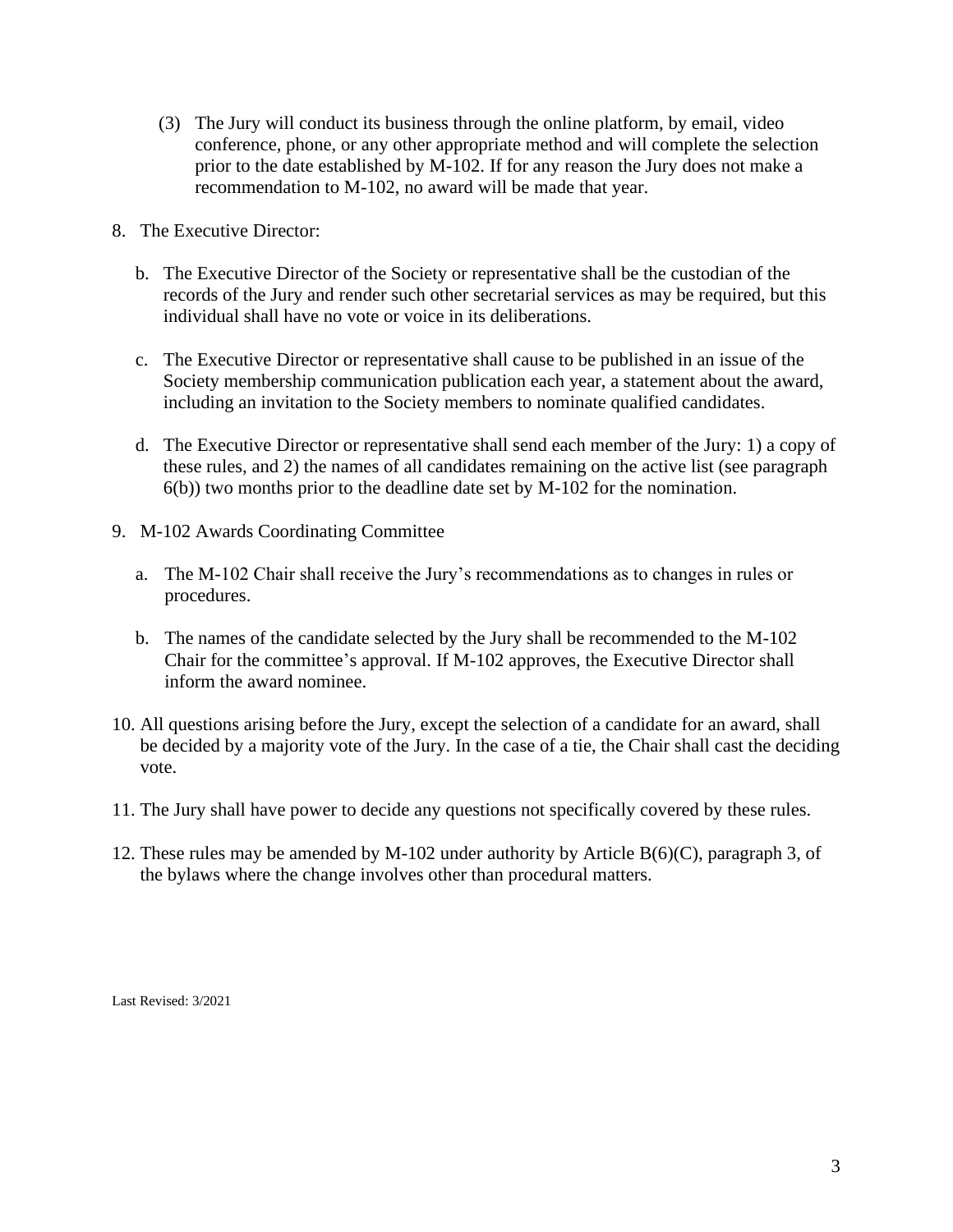(3) The Jury will conduct its business through the online platform, by email, video conference, phone, or any other appropriate method and will complete the selection prior to the date established by M-102. If for any reason the Jury does not make a recommendation to M-102, no award will be made that year.

8. The Executive Director:

   b. The Executive Director of the Society or representative shall be the custodian of the records of the Jury and render such other secretarial services as may be required, but this individual shall have no vote or voice in its deliberations.

   c. The Executive Director or representative shall cause to be published in an issue of the Society membership communication publication each year, a statement about the award, including an invitation to the Society members to nominate qualified candidates.

   d. The Executive Director or representative shall send each member of the Jury: 1) a copy of these rules, and 2) the names of all candidates remaining on the active list (see paragraph 6(b)) two months prior to the deadline date set by M-102 for the nomination.

9. M-102 Awards Coordinating Committee

   a. The M-102 Chair shall receive the Jury's recommendations as to changes in rules or procedures.

   b. The names of the candidate selected by the Jury shall be recommended to the M-102 Chair for the committee's approval. If M-102 approves, the Executive Director shall inform the award nominee.

10. All questions arising before the Jury, except the selection of a candidate for an award, shall be decided by a majority vote of the Jury. In the case of a tie, the Chair shall cast the deciding vote.

11. The Jury shall have power to decide any questions not specifically covered by these rules.

12. These rules may be amended by M-102 under authority by Article B(6)(C), paragraph 3, of the bylaws where the change involves other than procedural matters.

Last Revised: 3/2021